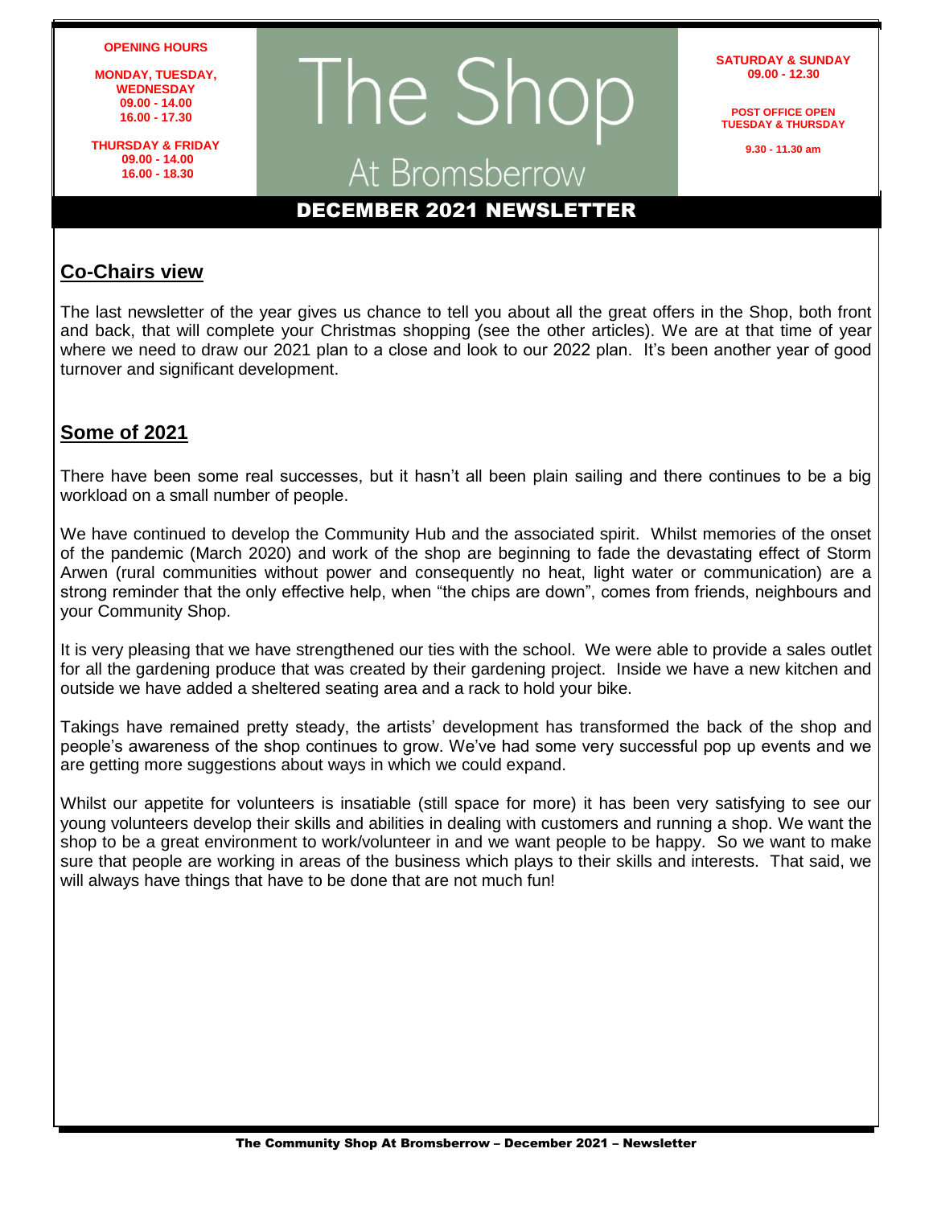**OPENING HOURS**

**MONDAY, TUESDAY, WEDNESDAY**
**09.00 - 14.00**
**16.00 - 17.30**

**THURSDAY & FRIDAY**
**09.00 - 14.00**
**16.00 - 18.30**

# The Shop

## At Bromsberrow

**SATURDAY & SUNDAY**
**09.00 - 12.30**

**POST OFFICE OPEN**
**TUESDAY & THURSDAY**

**9.30 - 11.30 am**

**DECEMBER 2021 NEWSLETTER**

## Co-Chairs view

The last newsletter of the year gives us chance to tell you about all the great offers in the Shop, both front and back, that will complete your Christmas shopping (see the other articles). We are at that time of year where we need to draw our 2021 plan to a close and look to our 2022 plan. It's been another year of good turnover and significant development.

## Some of 2021

There have been some real successes, but it hasn't all been plain sailing and there continues to be a big workload on a small number of people.

We have continued to develop the Community Hub and the associated spirit. Whilst memories of the onset of the pandemic (March 2020) and work of the shop are beginning to fade the devastating effect of Storm Arwen (rural communities without power and consequently no heat, light water or communication) are a strong reminder that the only effective help, when "the chips are down", comes from friends, neighbours and your Community Shop.

It is very pleasing that we have strengthened our ties with the school. We were able to provide a sales outlet for all the gardening produce that was created by their gardening project. Inside we have a new kitchen and outside we have added a sheltered seating area and a rack to hold your bike.

Takings have remained pretty steady, the artists' development has transformed the back of the shop and people's awareness of the shop continues to grow. We've had some very successful pop up events and we are getting more suggestions about ways in which we could expand.

Whilst our appetite for volunteers is insatiable (still space for more) it has been very satisfying to see our young volunteers develop their skills and abilities in dealing with customers and running a shop. We want the shop to be a great environment to work/volunteer in and we want people to be happy. So we want to make sure that people are working in areas of the business which plays to their skills and interests. That said, we will always have things that have to be done that are not much fun!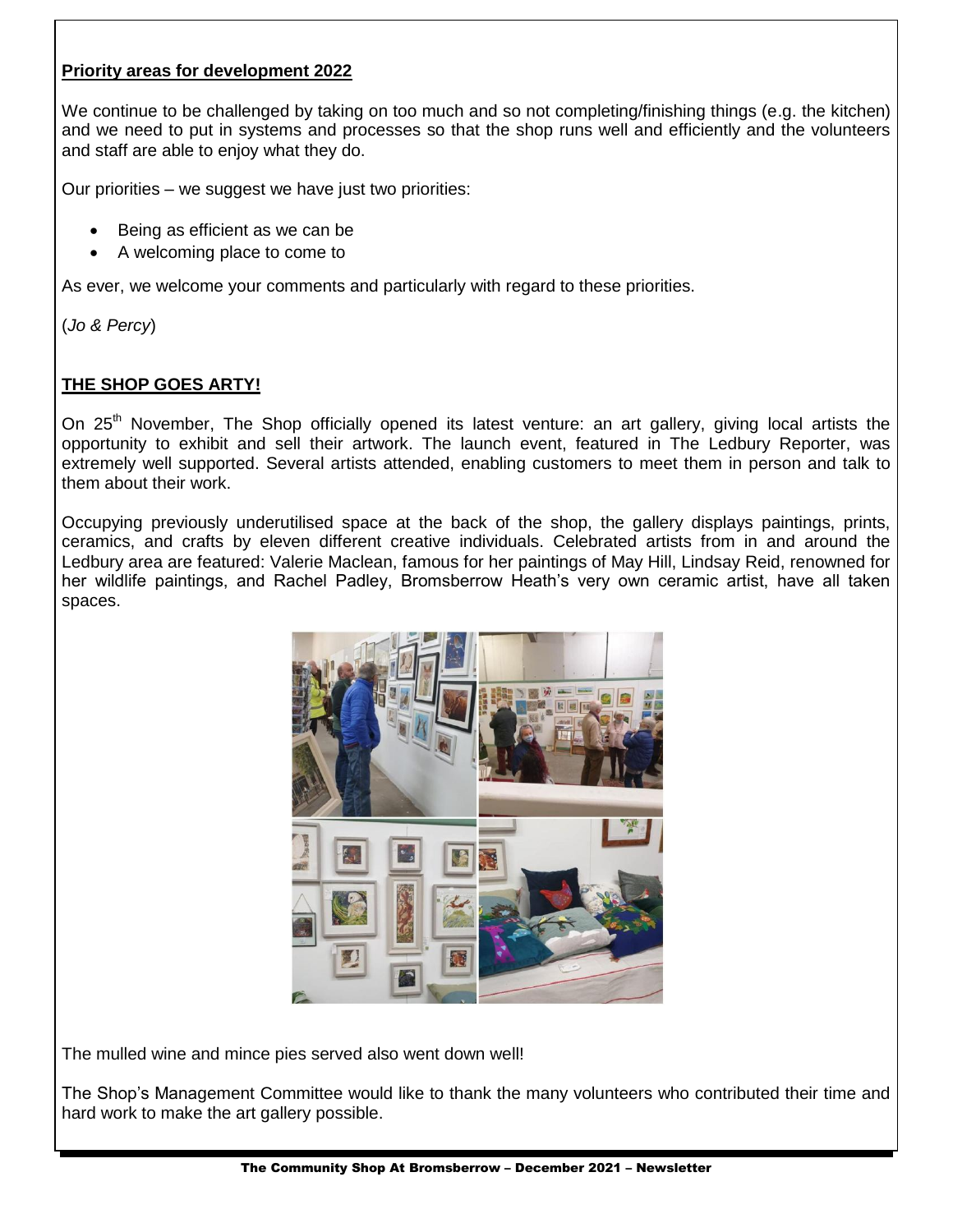**Priority areas for development 2022**

We continue to be challenged by taking on too much and so not completing/finishing things (e.g. the kitchen) and we need to put in systems and processes so that the shop runs well and efficiently and the volunteers and staff are able to enjoy what they do.

Our priorities – we suggest we have just two priorities:

- Being as efficient as we can be
- A welcoming place to come to

As ever, we welcome your comments and particularly with regard to these priorities.

(*Jo & Percy*)

**THE SHOP GOES ARTY!**

On 25th November, The Shop officially opened its latest venture: an art gallery, giving local artists the opportunity to exhibit and sell their artwork. The launch event, featured in The Ledbury Reporter, was extremely well supported. Several artists attended, enabling customers to meet them in person and talk to them about their work.

Occupying previously underutilised space at the back of the shop, the gallery displays paintings, prints, ceramics, and crafts by eleven different creative individuals. Celebrated artists from in and around the Ledbury area are featured: Valerie Maclean, famous for her paintings of May Hill, Lindsay Reid, renowned for her wildlife paintings, and Rachel Padley, Bromsberrow Heath's very own ceramic artist, have all taken spaces.

The mulled wine and mince pies served also went down well!

The Shop's Management Committee would like to thank the many volunteers who contributed their time and hard work to make the art gallery possible.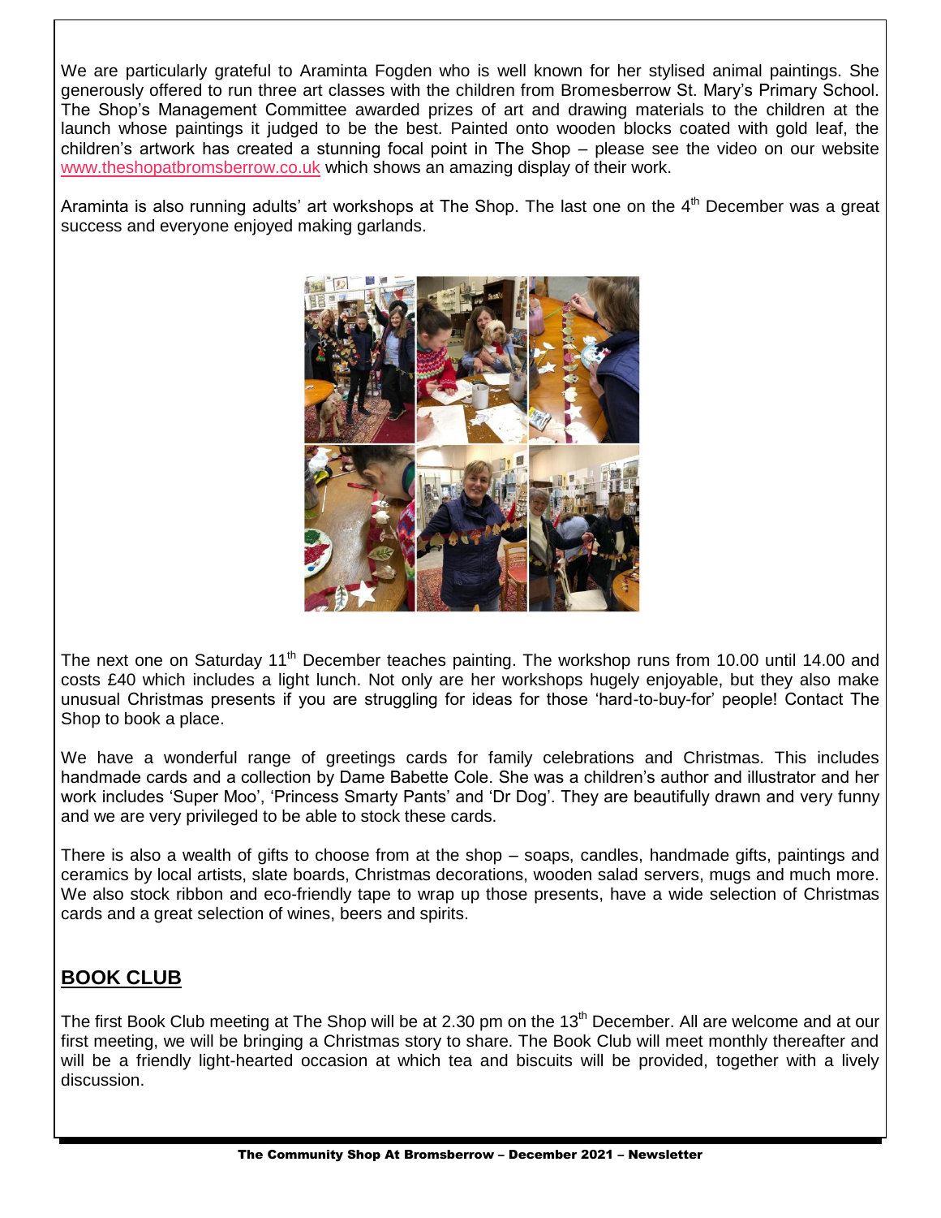We are particularly grateful to Araminta Fogden who is well known for her stylised animal paintings. She generously offered to run three art classes with the children from Bromesberrow St. Mary's Primary School. The Shop's Management Committee awarded prizes of art and drawing materials to the children at the launch whose paintings it judged to be the best. Painted onto wooden blocks coated with gold leaf, the children's artwork has created a stunning focal point in The Shop – please see the video on our website www.theshopatbromsberrow.co.uk which shows an amazing display of their work.

Araminta is also running adults' art workshops at The Shop. The last one on the 4th December was a great success and everyone enjoyed making garlands.

The next one on Saturday 11th December teaches painting. The workshop runs from 10.00 until 14.00 and costs £40 which includes a light lunch. Not only are her workshops hugely enjoyable, but they also make unusual Christmas presents if you are struggling for ideas for those 'hard-to-buy-for' people! Contact The Shop to book a place.

We have a wonderful range of greetings cards for family celebrations and Christmas. This includes handmade cards and a collection by Dame Babette Cole. She was a children's author and illustrator and her work includes 'Super Moo', 'Princess Smarty Pants' and 'Dr Dog'. They are beautifully drawn and very funny and we are very privileged to be able to stock these cards.

There is also a wealth of gifts to choose from at the shop – soaps, candles, handmade gifts, paintings and ceramics by local artists, slate boards, Christmas decorations, wooden salad servers, mugs and much more. We also stock ribbon and eco-friendly tape to wrap up those presents, have a wide selection of Christmas cards and a great selection of wines, beers and spirits.

## BOOK CLUB

The first Book Club meeting at The Shop will be at 2.30 pm on the 13th December. All are welcome and at our first meeting, we will be bringing a Christmas story to share. The Book Club will meet monthly thereafter and will be a friendly light-hearted occasion at which tea and biscuits will be provided, together with a lively discussion.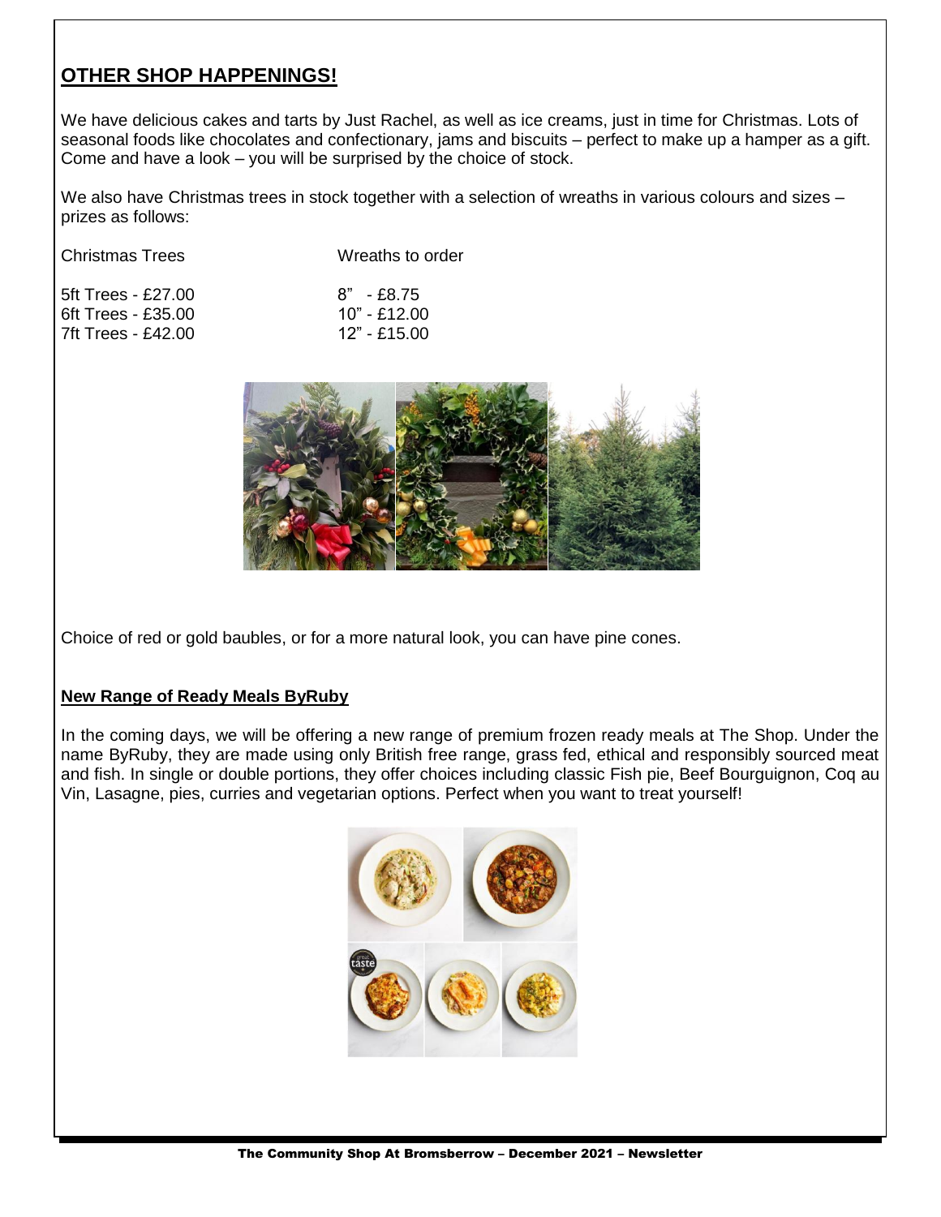## OTHER SHOP HAPPENINGS!

We have delicious cakes and tarts by Just Rachel, as well as ice creams, just in time for Christmas. Lots of seasonal foods like chocolates and confectionary, jams and biscuits – perfect to make up a hamper as a gift. Come and have a look – you will be surprised by the choice of stock.

We also have Christmas trees in stock together with a selection of wreaths in various colours and sizes – prizes as follows:

| Christmas Trees | Wreaths to order |
|---|---|
| 5ft Trees - £27.00 | 8" - £8.75 |
| 6ft Trees - £35.00 | 10" - £12.00 |
| 7ft Trees - £42.00 | 12" - £15.00 |

Choice of red or gold baubles, or for a more natural look, you can have pine cones.

**New Range of Ready Meals ByRuby**

In the coming days, we will be offering a new range of premium frozen ready meals at The Shop. Under the name ByRuby, they are made using only British free range, grass fed, ethical and responsibly sourced meat and fish. In single or double portions, they offer choices including classic Fish pie, Beef Bourguignon, Coq au Vin, Lasagne, pies, curries and vegetarian options. Perfect when you want to treat yourself!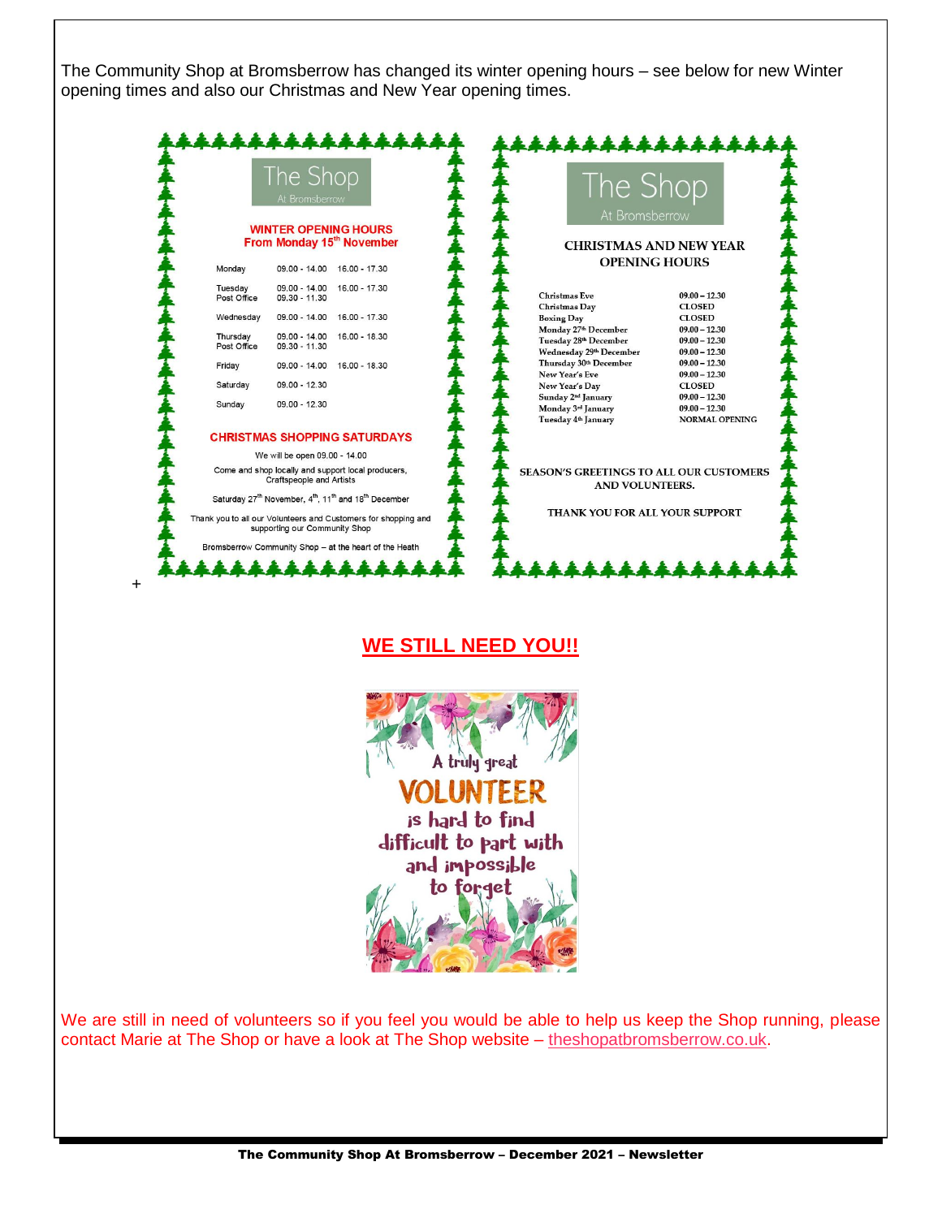The Community Shop at Bromsberrow has changed its winter opening hours – see below for new Winter opening times and also our Christmas and New Year opening times.

The Shop
At Bromsberrow

**WINTER OPENING HOURS**
**From Monday 15th November**

| | | |
|---|---|---|
| Monday | 09.00 - 14.00 | 16.00 - 17.30 |
| Tuesday | 09.00 - 14.00 | 16.00 - 17.30 |
| Post Office | 09.30 - 11.30 | |
| Wednesday | 09.00 - 14.00 | 16.00 - 17.30 |
| Thursday | 09.00 - 14.00 | 16.00 - 18.30 |
| Post Office | 09.30 - 11.30 | |
| Friday | 09.00 - 14.00 | 16.00 - 18.30 |
| Saturday | 09.00 - 12.30 | |
| Sunday | 09.00 - 12.30 | |

**CHRISTMAS SHOPPING SATURDAYS**

We will be open 09.00 - 14.00

Come and shop locally and support local producers, Craftspeople and Artists

Saturday 27th November, 4th, 11th and 18th December

Thank you to all our Volunteers and Customers for shopping and supporting our Community Shop

Bromsberrow Community Shop – at the heart of the Heath

The Shop
At Bromsberrow

**CHRISTMAS AND NEW YEAR OPENING HOURS**

| | |
|---|---|
| Christmas Eve | 09.00 – 12.30 |
| Christmas Day | CLOSED |
| Boxing Day | CLOSED |
| Monday 27th December | 09.00 – 12.30 |
| Tuesday 28th December | 09.00 – 12.30 |
| Wednesday 29th December | 09.00 – 12.30 |
| Thursday 30th December | 09.00 – 12.30 |
| New Year's Eve | 09.00 – 12.30 |
| New Year's Day | CLOSED |
| Sunday 2nd January | 09.00 – 12.30 |
| Monday 3rd January | 09.00 – 12.30 |
| Tuesday 4th January | NORMAL OPENING |

SEASON'S GREETINGS TO ALL OUR CUSTOMERS AND VOLUNTEERS.

THANK YOU FOR ALL YOUR SUPPORT

## WE STILL NEED YOU!!

A truly great VOLUNTEER is hard to find difficult to part with and impossible to forget

We are still in need of volunteers so if you feel you would be able to help us keep the Shop running, please contact Marie at The Shop or have a look at The Shop website – theshopatbromsberrow.co.uk.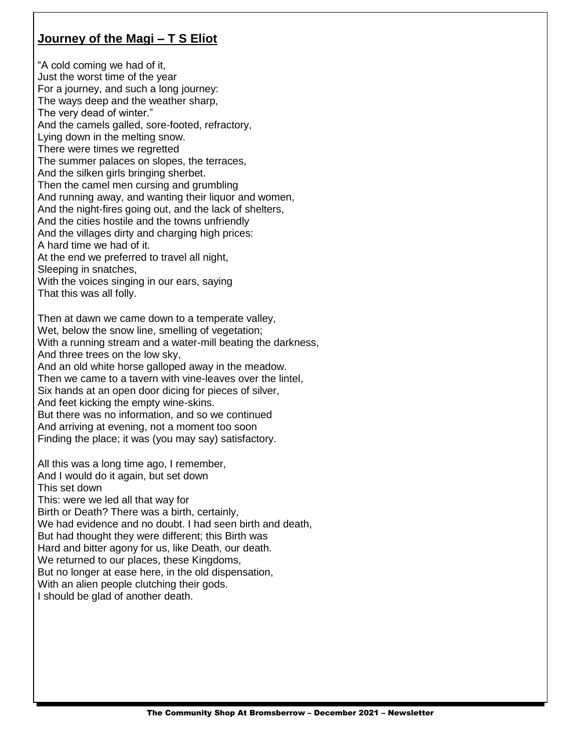## **Journey of the Magi – T S Eliot**

"A cold coming we had of it,  
Just the worst time of the year  
For a journey, and such a long journey:  
The ways deep and the weather sharp,  
The very dead of winter."  
And the camels galled, sore-footed, refractory,  
Lying down in the melting snow.  
There were times we regretted  
The summer palaces on slopes, the terraces,  
And the silken girls bringing sherbet.  
Then the camel men cursing and grumbling  
And running away, and wanting their liquor and women,  
And the night-fires going out, and the lack of shelters,  
And the cities hostile and the towns unfriendly  
And the villages dirty and charging high prices:  
A hard time we had of it.  
At the end we preferred to travel all night,  
Sleeping in snatches,  
With the voices singing in our ears, saying  
That this was all folly.

Then at dawn we came down to a temperate valley,  
Wet, below the snow line, smelling of vegetation;  
With a running stream and a water-mill beating the darkness,  
And three trees on the low sky,  
And an old white horse galloped away in the meadow.  
Then we came to a tavern with vine-leaves over the lintel,  
Six hands at an open door dicing for pieces of silver,  
And feet kicking the empty wine-skins.  
But there was no information, and so we continued  
And arriving at evening, not a moment too soon  
Finding the place; it was (you may say) satisfactory.

All this was a long time ago, I remember,  
And I would do it again, but set down  
This set down  
This: were we led all that way for  
Birth or Death? There was a birth, certainly,  
We had evidence and no doubt. I had seen birth and death,  
But had thought they were different; this Birth was  
Hard and bitter agony for us, like Death, our death.  
We returned to our places, these Kingdoms,  
But no longer at ease here, in the old dispensation,  
With an alien people clutching their gods.  
I should be glad of another death.